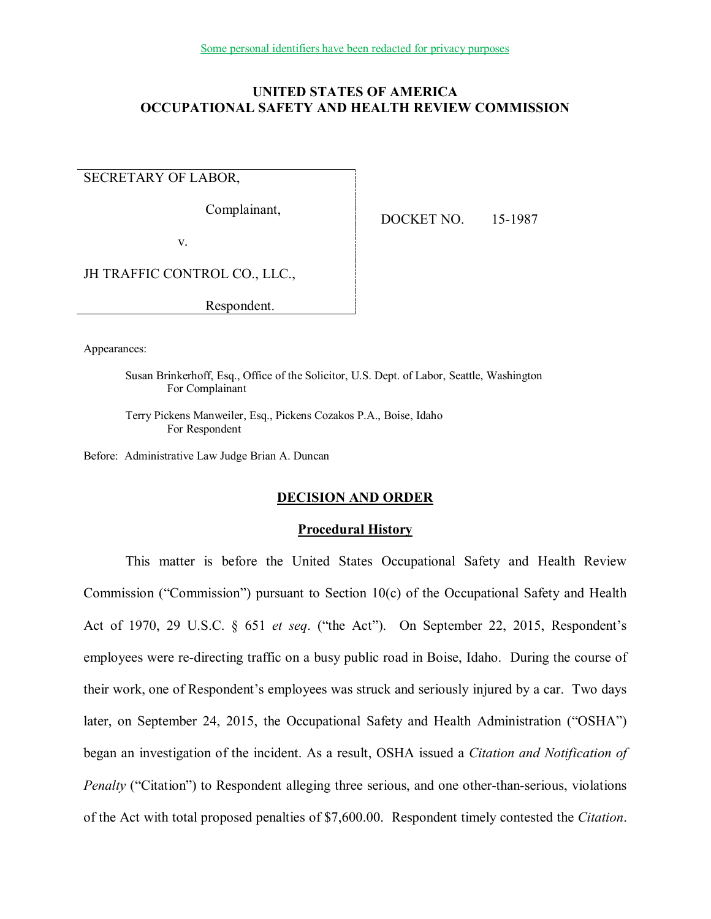Some personal identifiers have been redacted for privacy purposes

# UNITED STATES OF AMERICA
# OCCUPATIONAL SAFETY AND HEALTH REVIEW COMMISSION

SECRETARY OF LABOR,

Complainant,

v.

JH TRAFFIC CONTROL CO., LLC.,

Respondent.

DOCKET NO. 15-1987

Appearances:

Susan Brinkerhoff, Esq., Office of the Solicitor, U.S. Dept. of Labor, Seattle, Washington
For Complainant

Terry Pickens Manweiler, Esq., Pickens Cozakos P.A., Boise, Idaho
For Respondent

Before: Administrative Law Judge Brian A. Duncan

## DECISION AND ORDER

### Procedural History

This matter is before the United States Occupational Safety and Health Review Commission ("Commission") pursuant to Section 10(c) of the Occupational Safety and Health Act of 1970, 29 U.S.C. § 651 *et seq*. ("the Act"). On September 22, 2015, Respondent's employees were re-directing traffic on a busy public road in Boise, Idaho. During the course of their work, one of Respondent's employees was struck and seriously injured by a car. Two days later, on September 24, 2015, the Occupational Safety and Health Administration ("OSHA") began an investigation of the incident. As a result, OSHA issued a *Citation and Notification of Penalty* ("Citation") to Respondent alleging three serious, and one other-than-serious, violations of the Act with total proposed penalties of $7,600.00. Respondent timely contested the *Citation*.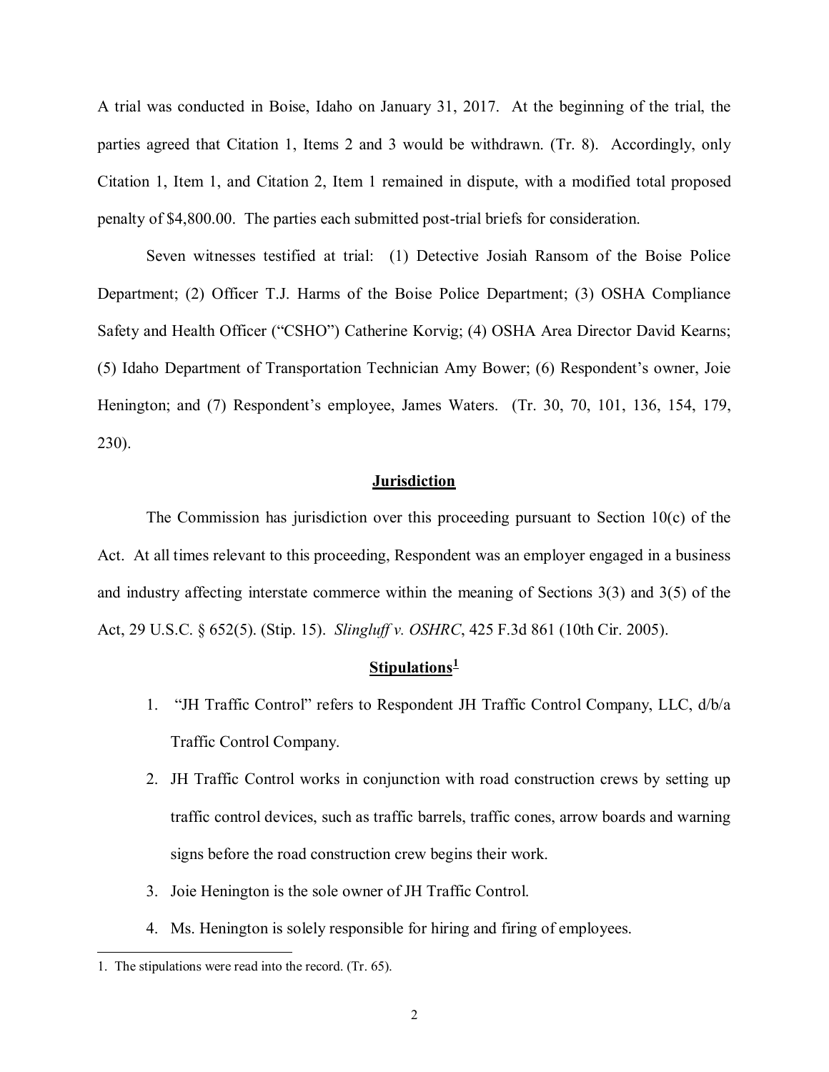A trial was conducted in Boise, Idaho on January 31, 2017. At the beginning of the trial, the parties agreed that Citation 1, Items 2 and 3 would be withdrawn. (Tr. 8). Accordingly, only Citation 1, Item 1, and Citation 2, Item 1 remained in dispute, with a modified total proposed penalty of $4,800.00. The parties each submitted post-trial briefs for consideration.

Seven witnesses testified at trial: (1) Detective Josiah Ransom of the Boise Police Department; (2) Officer T.J. Harms of the Boise Police Department; (3) OSHA Compliance Safety and Health Officer ("CSHO") Catherine Korvig; (4) OSHA Area Director David Kearns; (5) Idaho Department of Transportation Technician Amy Bower; (6) Respondent's owner, Joie Henington; and (7) Respondent's employee, James Waters. (Tr. 30, 70, 101, 136, 154, 179, 230).

## Jurisdiction

The Commission has jurisdiction over this proceeding pursuant to Section 10(c) of the Act. At all times relevant to this proceeding, Respondent was an employer engaged in a business and industry affecting interstate commerce within the meaning of Sections 3(3) and 3(5) of the Act, 29 U.S.C. § 652(5). (Stip. 15). *Slingluff v. OSHRC*, 425 F.3d 861 (10th Cir. 2005).

## Stipulations[1]

1. "JH Traffic Control" refers to Respondent JH Traffic Control Company, LLC, d/b/a Traffic Control Company.
2. JH Traffic Control works in conjunction with road construction crews by setting up traffic control devices, such as traffic barrels, traffic cones, arrow boards and warning signs before the road construction crew begins their work.
3. Joie Henington is the sole owner of JH Traffic Control.
4. Ms. Henington is solely responsible for hiring and firing of employees.

---

1. The stipulations were read into the record. (Tr. 65).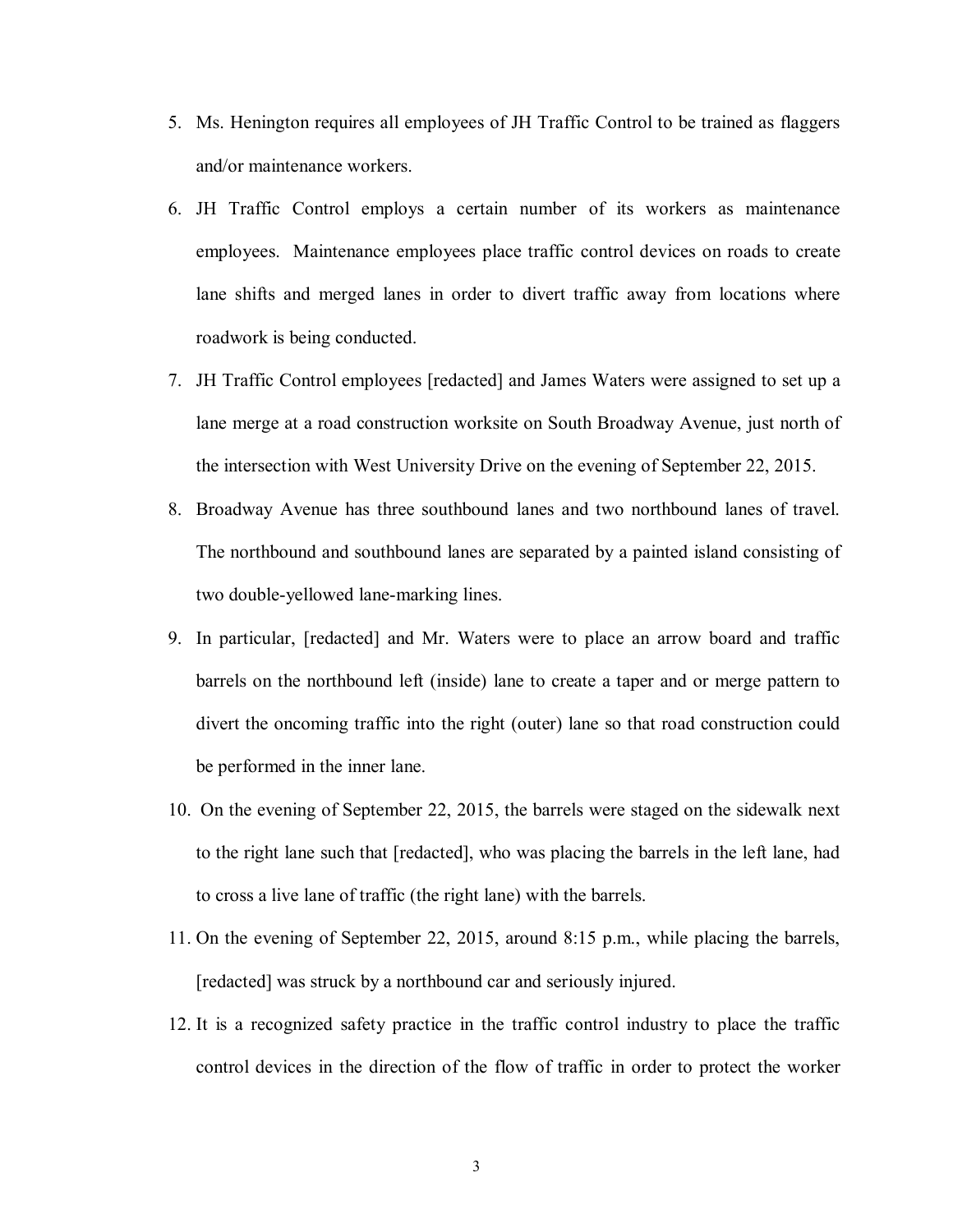5. Ms. Henington requires all employees of JH Traffic Control to be trained as flaggers and/or maintenance workers.

6. JH Traffic Control employs a certain number of its workers as maintenance employees. Maintenance employees place traffic control devices on roads to create lane shifts and merged lanes in order to divert traffic away from locations where roadwork is being conducted.

7. JH Traffic Control employees [redacted] and James Waters were assigned to set up a lane merge at a road construction worksite on South Broadway Avenue, just north of the intersection with West University Drive on the evening of September 22, 2015.

8. Broadway Avenue has three southbound lanes and two northbound lanes of travel. The northbound and southbound lanes are separated by a painted island consisting of two double-yellowed lane-marking lines.

9. In particular, [redacted] and Mr. Waters were to place an arrow board and traffic barrels on the northbound left (inside) lane to create a taper and or merge pattern to divert the oncoming traffic into the right (outer) lane so that road construction could be performed in the inner lane.

10. On the evening of September 22, 2015, the barrels were staged on the sidewalk next to the right lane such that [redacted], who was placing the barrels in the left lane, had to cross a live lane of traffic (the right lane) with the barrels.

11. On the evening of September 22, 2015, around 8:15 p.m., while placing the barrels, [redacted] was struck by a northbound car and seriously injured.

12. It is a recognized safety practice in the traffic control industry to place the traffic control devices in the direction of the flow of traffic in order to protect the worker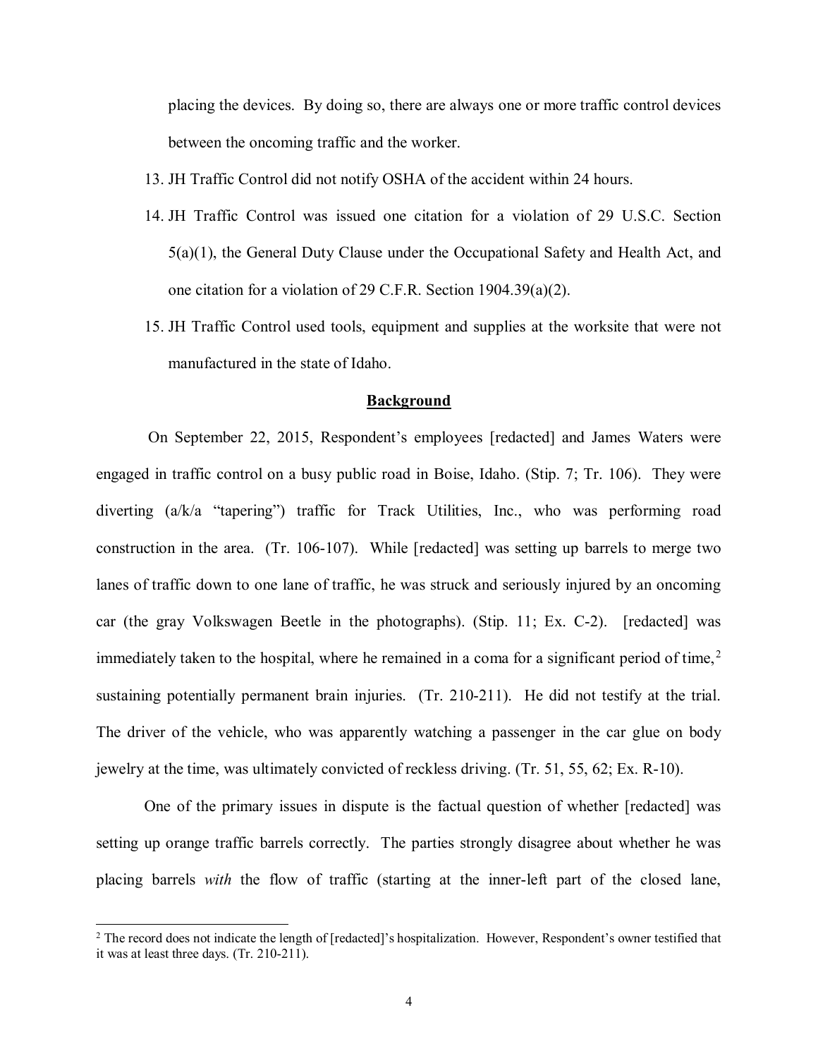placing the devices. By doing so, there are always one or more traffic control devices between the oncoming traffic and the worker.

13. JH Traffic Control did not notify OSHA of the accident within 24 hours.
14. JH Traffic Control was issued one citation for a violation of 29 U.S.C. Section 5(a)(1), the General Duty Clause under the Occupational Safety and Health Act, and one citation for a violation of 29 C.F.R. Section 1904.39(a)(2).
15. JH Traffic Control used tools, equipment and supplies at the worksite that were not manufactured in the state of Idaho.

## Background

On September 22, 2015, Respondent's employees [redacted] and James Waters were engaged in traffic control on a busy public road in Boise, Idaho. (Stip. 7; Tr. 106). They were diverting (a/k/a "tapering") traffic for Track Utilities, Inc., who was performing road construction in the area. (Tr. 106-107). While [redacted] was setting up barrels to merge two lanes of traffic down to one lane of traffic, he was struck and seriously injured by an oncoming car (the gray Volkswagen Beetle in the photographs). (Stip. 11; Ex. C-2). [redacted] was immediately taken to the hospital, where he remained in a coma for a significant period of time,[2] sustaining potentially permanent brain injuries. (Tr. 210-211). He did not testify at the trial. The driver of the vehicle, who was apparently watching a passenger in the car glue on body jewelry at the time, was ultimately convicted of reckless driving. (Tr. 51, 55, 62; Ex. R-10).

One of the primary issues in dispute is the factual question of whether [redacted] was setting up orange traffic barrels correctly. The parties strongly disagree about whether he was placing barrels *with* the flow of traffic (starting at the inner-left part of the closed lane,

[2] The record does not indicate the length of [redacted]'s hospitalization. However, Respondent's owner testified that it was at least three days. (Tr. 210-211).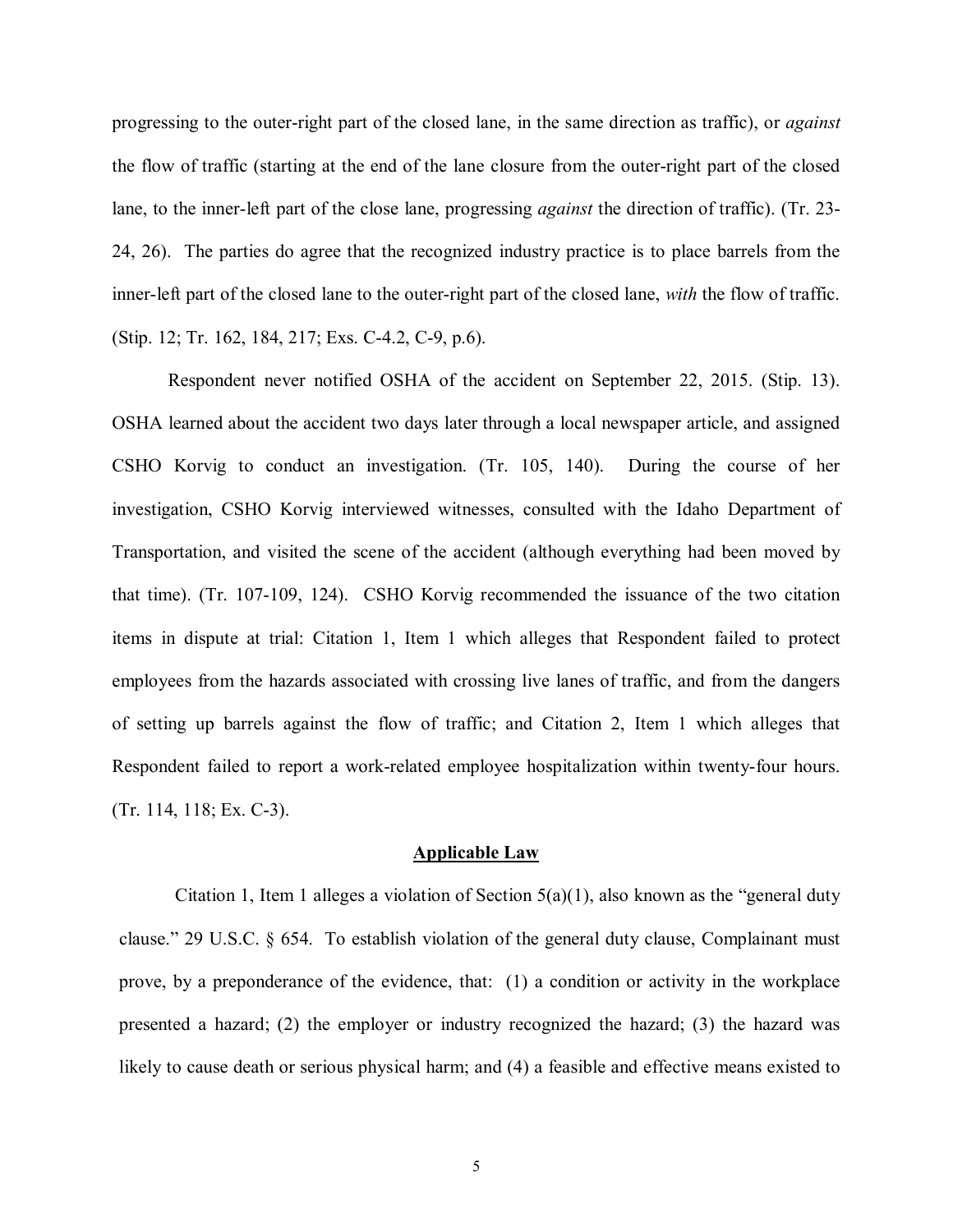progressing to the outer-right part of the closed lane, in the same direction as traffic), or *against* the flow of traffic (starting at the end of the lane closure from the outer-right part of the closed lane, to the inner-left part of the close lane, progressing *against* the direction of traffic). (Tr. 23-24, 26). The parties do agree that the recognized industry practice is to place barrels from the inner-left part of the closed lane to the outer-right part of the closed lane, *with* the flow of traffic. (Stip. 12; Tr. 162, 184, 217; Exs. C-4.2, C-9, p.6).

Respondent never notified OSHA of the accident on September 22, 2015. (Stip. 13). OSHA learned about the accident two days later through a local newspaper article, and assigned CSHO Korvig to conduct an investigation. (Tr. 105, 140). During the course of her investigation, CSHO Korvig interviewed witnesses, consulted with the Idaho Department of Transportation, and visited the scene of the accident (although everything had been moved by that time). (Tr. 107-109, 124). CSHO Korvig recommended the issuance of the two citation items in dispute at trial: Citation 1, Item 1 which alleges that Respondent failed to protect employees from the hazards associated with crossing live lanes of traffic, and from the dangers of setting up barrels against the flow of traffic; and Citation 2, Item 1 which alleges that Respondent failed to report a work-related employee hospitalization within twenty-four hours. (Tr. 114, 118; Ex. C-3).

## Applicable Law

Citation 1, Item 1 alleges a violation of Section 5(a)(1), also known as the "general duty clause." 29 U.S.C. § 654. To establish violation of the general duty clause, Complainant must prove, by a preponderance of the evidence, that: (1) a condition or activity in the workplace presented a hazard; (2) the employer or industry recognized the hazard; (3) the hazard was likely to cause death or serious physical harm; and (4) a feasible and effective means existed to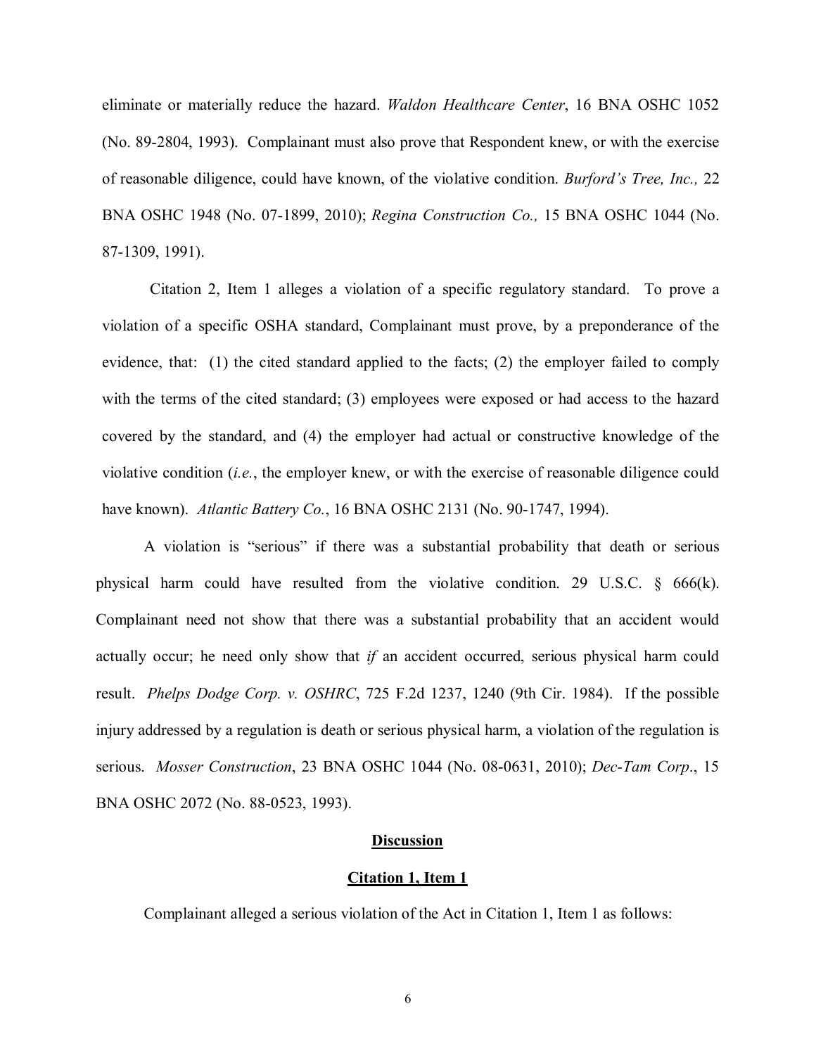eliminate or materially reduce the hazard. *Waldon Healthcare Center*, 16 BNA OSHC 1052 (No. 89-2804, 1993). Complainant must also prove that Respondent knew, or with the exercise of reasonable diligence, could have known, of the violative condition. *Burford's Tree, Inc.,* 22 BNA OSHC 1948 (No. 07-1899, 2010); *Regina Construction Co.,* 15 BNA OSHC 1044 (No. 87-1309, 1991).

Citation 2, Item 1 alleges a violation of a specific regulatory standard. To prove a violation of a specific OSHA standard, Complainant must prove, by a preponderance of the evidence, that: (1) the cited standard applied to the facts; (2) the employer failed to comply with the terms of the cited standard; (3) employees were exposed or had access to the hazard covered by the standard, and (4) the employer had actual or constructive knowledge of the violative condition (*i.e.*, the employer knew, or with the exercise of reasonable diligence could have known). *Atlantic Battery Co.*, 16 BNA OSHC 2131 (No. 90-1747, 1994).

A violation is "serious" if there was a substantial probability that death or serious physical harm could have resulted from the violative condition. 29 U.S.C. § 666(k). Complainant need not show that there was a substantial probability that an accident would actually occur; he need only show that *if* an accident occurred, serious physical harm could result. *Phelps Dodge Corp. v. OSHRC*, 725 F.2d 1237, 1240 (9th Cir. 1984). If the possible injury addressed by a regulation is death or serious physical harm, a violation of the regulation is serious. *Mosser Construction*, 23 BNA OSHC 1044 (No. 08-0631, 2010); *Dec-Tam Corp*., 15 BNA OSHC 2072 (No. 88-0523, 1993).

## Discussion

### Citation 1, Item 1

Complainant alleged a serious violation of the Act in Citation 1, Item 1 as follows: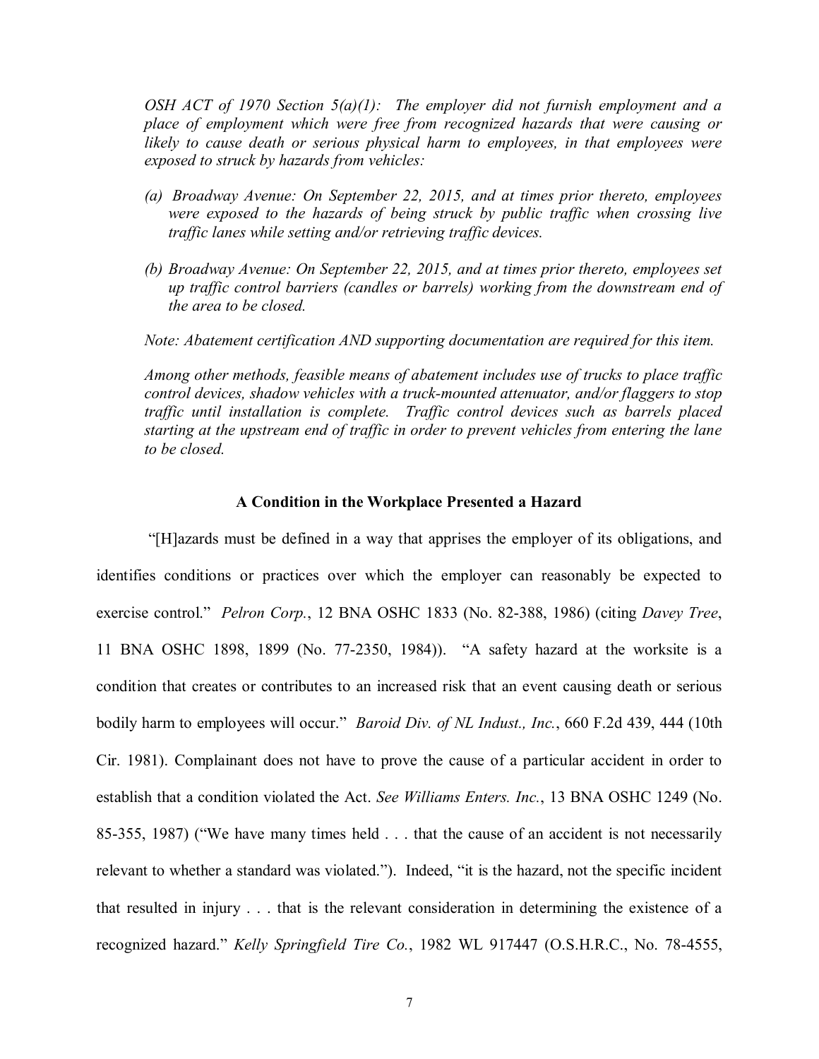*OSH ACT of 1970 Section 5(a)(1): The employer did not furnish employment and a place of employment which were free from recognized hazards that were causing or likely to cause death or serious physical harm to employees, in that employees were exposed to struck by hazards from vehicles:*

*(a) Broadway Avenue: On September 22, 2015, and at times prior thereto, employees were exposed to the hazards of being struck by public traffic when crossing live traffic lanes while setting and/or retrieving traffic devices.*

*(b) Broadway Avenue: On September 22, 2015, and at times prior thereto, employees set up traffic control barriers (candles or barrels) working from the downstream end of the area to be closed.*

*Note: Abatement certification AND supporting documentation are required for this item.*

*Among other methods, feasible means of abatement includes use of trucks to place traffic control devices, shadow vehicles with a truck-mounted attenuator, and/or flaggers to stop traffic until installation is complete. Traffic control devices such as barrels placed starting at the upstream end of traffic in order to prevent vehicles from entering the lane to be closed.*

**A Condition in the Workplace Presented a Hazard**

"[H]azards must be defined in a way that apprises the employer of its obligations, and identifies conditions or practices over which the employer can reasonably be expected to exercise control." *Pelron Corp.*, 12 BNA OSHC 1833 (No. 82-388, 1986) (citing *Davey Tree*, 11 BNA OSHC 1898, 1899 (No. 77-2350, 1984)). "A safety hazard at the worksite is a condition that creates or contributes to an increased risk that an event causing death or serious bodily harm to employees will occur." *Baroid Div. of NL Indust., Inc.*, 660 F.2d 439, 444 (10th Cir. 1981). Complainant does not have to prove the cause of a particular accident in order to establish that a condition violated the Act. *See Williams Enters. Inc.*, 13 BNA OSHC 1249 (No. 85-355, 1987) ("We have many times held . . . that the cause of an accident is not necessarily relevant to whether a standard was violated."). Indeed, "it is the hazard, not the specific incident that resulted in injury . . . that is the relevant consideration in determining the existence of a recognized hazard." *Kelly Springfield Tire Co.*, 1982 WL 917447 (O.S.H.R.C., No. 78-4555,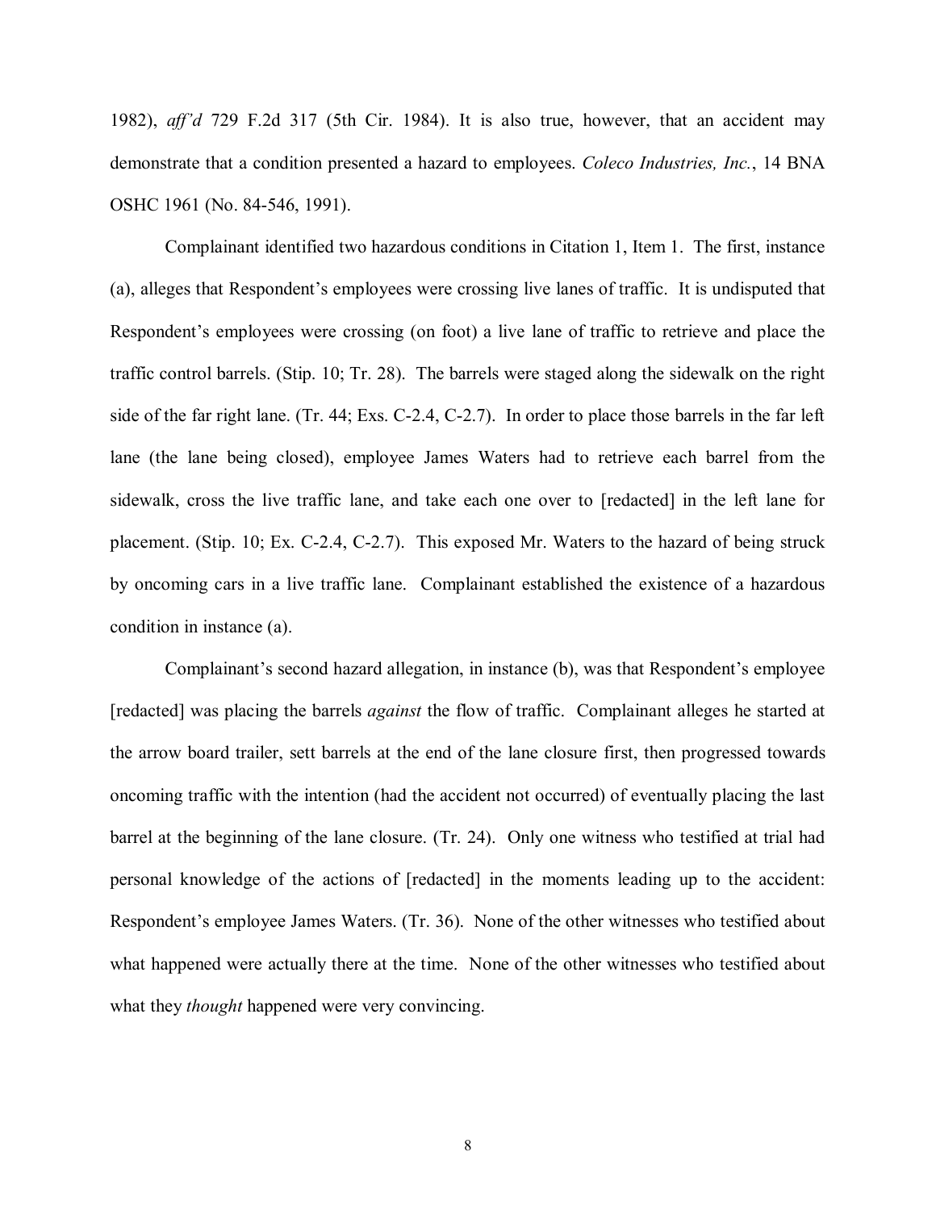1982), *aff'd* 729 F.2d 317 (5th Cir. 1984). It is also true, however, that an accident may demonstrate that a condition presented a hazard to employees. *Coleco Industries, Inc.*, 14 BNA OSHC 1961 (No. 84-546, 1991).

Complainant identified two hazardous conditions in Citation 1, Item 1. The first, instance (a), alleges that Respondent's employees were crossing live lanes of traffic. It is undisputed that Respondent's employees were crossing (on foot) a live lane of traffic to retrieve and place the traffic control barrels. (Stip. 10; Tr. 28). The barrels were staged along the sidewalk on the right side of the far right lane. (Tr. 44; Exs. C-2.4, C-2.7). In order to place those barrels in the far left lane (the lane being closed), employee James Waters had to retrieve each barrel from the sidewalk, cross the live traffic lane, and take each one over to [redacted] in the left lane for placement. (Stip. 10; Ex. C-2.4, C-2.7). This exposed Mr. Waters to the hazard of being struck by oncoming cars in a live traffic lane. Complainant established the existence of a hazardous condition in instance (a).

Complainant's second hazard allegation, in instance (b), was that Respondent's employee [redacted] was placing the barrels *against* the flow of traffic. Complainant alleges he started at the arrow board trailer, sett barrels at the end of the lane closure first, then progressed towards oncoming traffic with the intention (had the accident not occurred) of eventually placing the last barrel at the beginning of the lane closure. (Tr. 24). Only one witness who testified at trial had personal knowledge of the actions of [redacted] in the moments leading up to the accident: Respondent's employee James Waters. (Tr. 36). None of the other witnesses who testified about what happened were actually there at the time. None of the other witnesses who testified about what they *thought* happened were very convincing.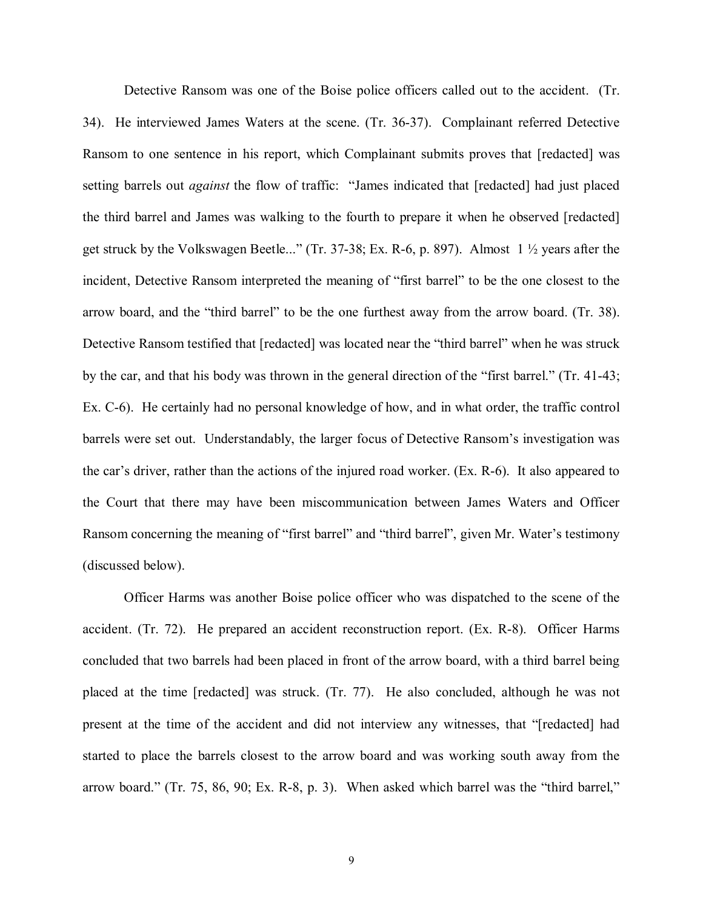Detective Ransom was one of the Boise police officers called out to the accident. (Tr. 34). He interviewed James Waters at the scene. (Tr. 36-37). Complainant referred Detective Ransom to one sentence in his report, which Complainant submits proves that [redacted] was setting barrels out *against* the flow of traffic: "James indicated that [redacted] had just placed the third barrel and James was walking to the fourth to prepare it when he observed [redacted] get struck by the Volkswagen Beetle..." (Tr. 37-38; Ex. R-6, p. 897). Almost 1 ½ years after the incident, Detective Ransom interpreted the meaning of "first barrel" to be the one closest to the arrow board, and the "third barrel" to be the one furthest away from the arrow board. (Tr. 38). Detective Ransom testified that [redacted] was located near the "third barrel" when he was struck by the car, and that his body was thrown in the general direction of the "first barrel." (Tr. 41-43; Ex. C-6). He certainly had no personal knowledge of how, and in what order, the traffic control barrels were set out. Understandably, the larger focus of Detective Ransom's investigation was the car's driver, rather than the actions of the injured road worker. (Ex. R-6). It also appeared to the Court that there may have been miscommunication between James Waters and Officer Ransom concerning the meaning of "first barrel" and "third barrel", given Mr. Water's testimony (discussed below).

Officer Harms was another Boise police officer who was dispatched to the scene of the accident. (Tr. 72). He prepared an accident reconstruction report. (Ex. R-8). Officer Harms concluded that two barrels had been placed in front of the arrow board, with a third barrel being placed at the time [redacted] was struck. (Tr. 77). He also concluded, although he was not present at the time of the accident and did not interview any witnesses, that "[redacted] had started to place the barrels closest to the arrow board and was working south away from the arrow board." (Tr. 75, 86, 90; Ex. R-8, p. 3). When asked which barrel was the "third barrel,"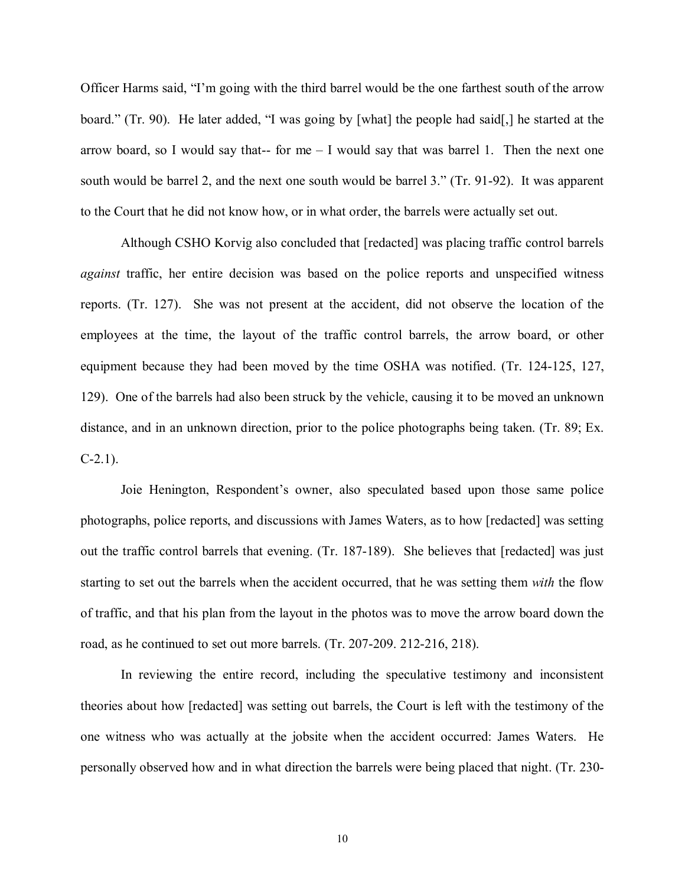Officer Harms said, "I'm going with the third barrel would be the one farthest south of the arrow board." (Tr. 90). He later added, "I was going by [what] the people had said[,] he started at the arrow board, so I would say that-- for me – I would say that was barrel 1. Then the next one south would be barrel 2, and the next one south would be barrel 3." (Tr. 91-92). It was apparent to the Court that he did not know how, or in what order, the barrels were actually set out.

Although CSHO Korvig also concluded that [redacted] was placing traffic control barrels *against* traffic, her entire decision was based on the police reports and unspecified witness reports. (Tr. 127). She was not present at the accident, did not observe the location of the employees at the time, the layout of the traffic control barrels, the arrow board, or other equipment because they had been moved by the time OSHA was notified. (Tr. 124-125, 127, 129). One of the barrels had also been struck by the vehicle, causing it to be moved an unknown distance, and in an unknown direction, prior to the police photographs being taken. (Tr. 89; Ex. C-2.1).

Joie Henington, Respondent's owner, also speculated based upon those same police photographs, police reports, and discussions with James Waters, as to how [redacted] was setting out the traffic control barrels that evening. (Tr. 187-189). She believes that [redacted] was just starting to set out the barrels when the accident occurred, that he was setting them *with* the flow of traffic, and that his plan from the layout in the photos was to move the arrow board down the road, as he continued to set out more barrels. (Tr. 207-209. 212-216, 218).

In reviewing the entire record, including the speculative testimony and inconsistent theories about how [redacted] was setting out barrels, the Court is left with the testimony of the one witness who was actually at the jobsite when the accident occurred: James Waters. He personally observed how and in what direction the barrels were being placed that night. (Tr. 230-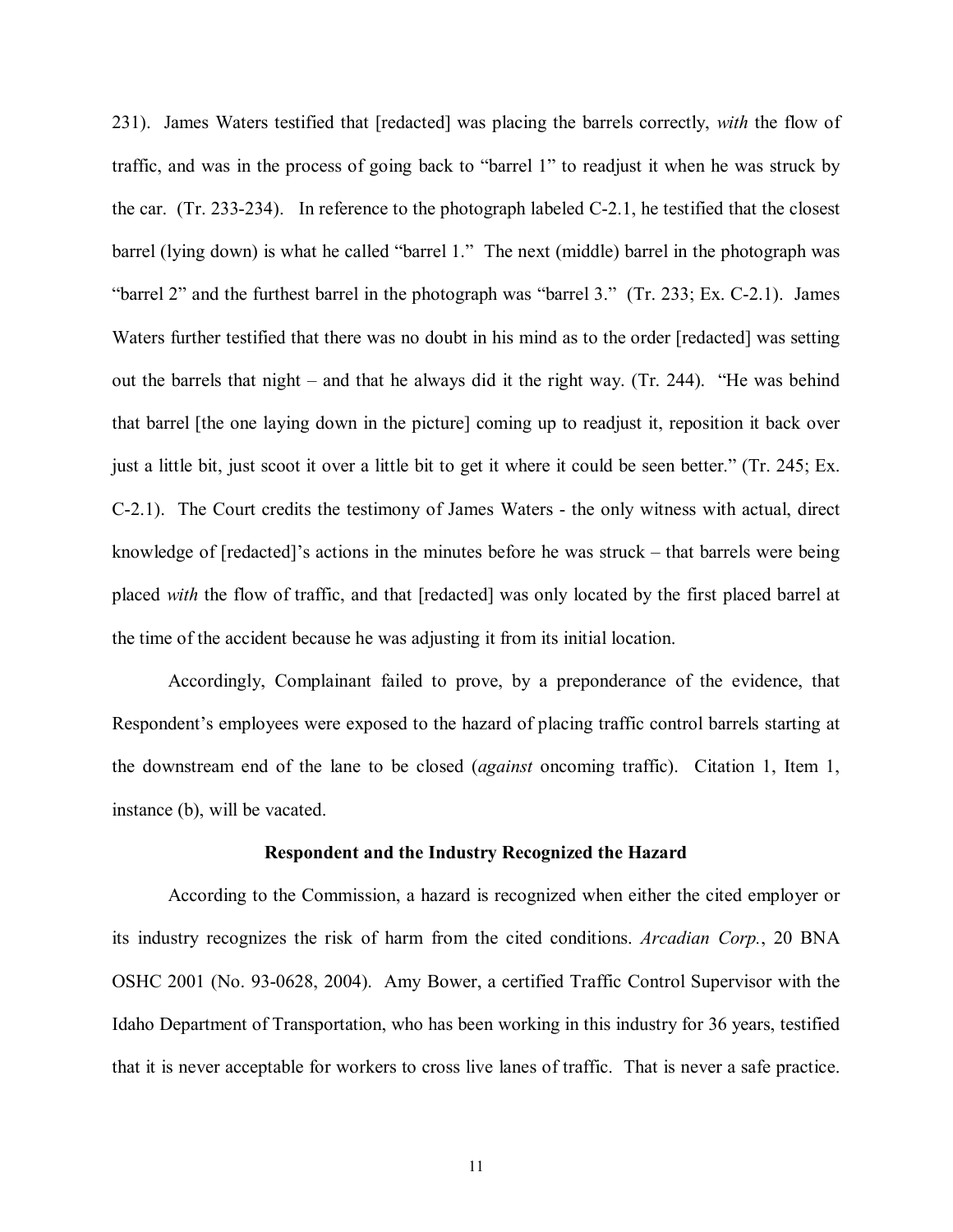231). James Waters testified that [redacted] was placing the barrels correctly, *with* the flow of traffic, and was in the process of going back to "barrel 1" to readjust it when he was struck by the car. (Tr. 233-234). In reference to the photograph labeled C-2.1, he testified that the closest barrel (lying down) is what he called "barrel 1." The next (middle) barrel in the photograph was "barrel 2" and the furthest barrel in the photograph was "barrel 3." (Tr. 233; Ex. C-2.1). James Waters further testified that there was no doubt in his mind as to the order [redacted] was setting out the barrels that night – and that he always did it the right way. (Tr. 244). "He was behind that barrel [the one laying down in the picture] coming up to readjust it, reposition it back over just a little bit, just scoot it over a little bit to get it where it could be seen better." (Tr. 245; Ex. C-2.1). The Court credits the testimony of James Waters - the only witness with actual, direct knowledge of [redacted]'s actions in the minutes before he was struck – that barrels were being placed *with* the flow of traffic, and that [redacted] was only located by the first placed barrel at the time of the accident because he was adjusting it from its initial location.

Accordingly, Complainant failed to prove, by a preponderance of the evidence, that Respondent's employees were exposed to the hazard of placing traffic control barrels starting at the downstream end of the lane to be closed (*against* oncoming traffic). Citation 1, Item 1, instance (b), will be vacated.

**Respondent and the Industry Recognized the Hazard**

According to the Commission, a hazard is recognized when either the cited employer or its industry recognizes the risk of harm from the cited conditions. *Arcadian Corp.*, 20 BNA OSHC 2001 (No. 93-0628, 2004). Amy Bower, a certified Traffic Control Supervisor with the Idaho Department of Transportation, who has been working in this industry for 36 years, testified that it is never acceptable for workers to cross live lanes of traffic. That is never a safe practice.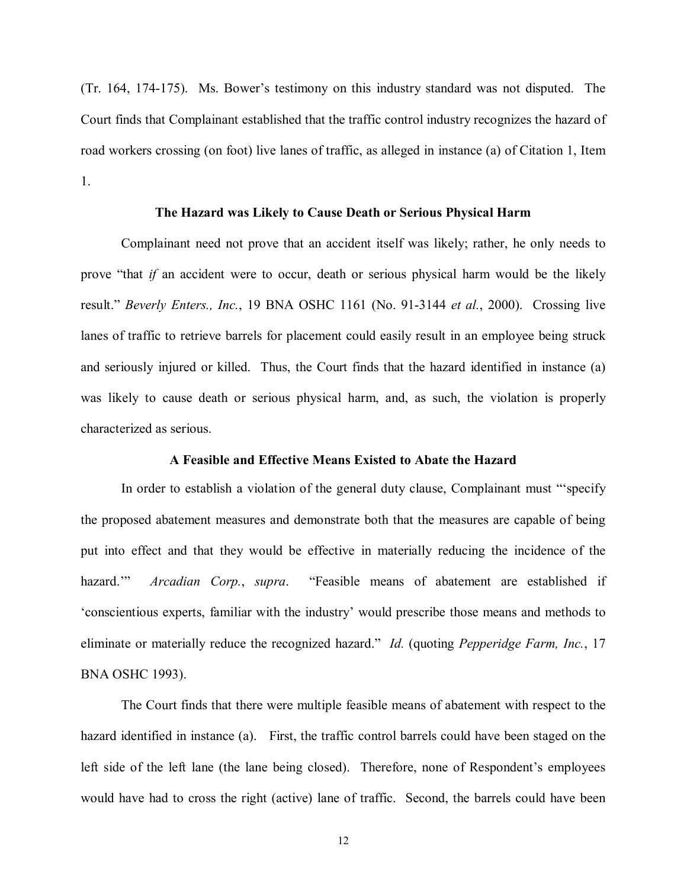(Tr. 164, 174-175). Ms. Bower's testimony on this industry standard was not disputed. The Court finds that Complainant established that the traffic control industry recognizes the hazard of road workers crossing (on foot) live lanes of traffic, as alleged in instance (a) of Citation 1, Item 1.

### The Hazard was Likely to Cause Death or Serious Physical Harm

Complainant need not prove that an accident itself was likely; rather, he only needs to prove "that *if* an accident were to occur, death or serious physical harm would be the likely result." *Beverly Enters., Inc.*, 19 BNA OSHC 1161 (No. 91-3144 *et al.*, 2000). Crossing live lanes of traffic to retrieve barrels for placement could easily result in an employee being struck and seriously injured or killed. Thus, the Court finds that the hazard identified in instance (a) was likely to cause death or serious physical harm, and, as such, the violation is properly characterized as serious.

### A Feasible and Effective Means Existed to Abate the Hazard

In order to establish a violation of the general duty clause, Complainant must "'specify the proposed abatement measures and demonstrate both that the measures are capable of being put into effect and that they would be effective in materially reducing the incidence of the hazard.'" *Arcadian Corp.*, *supra*. "Feasible means of abatement are established if 'conscientious experts, familiar with the industry' would prescribe those means and methods to eliminate or materially reduce the recognized hazard." *Id.* (quoting *Pepperidge Farm, Inc.*, 17 BNA OSHC 1993).

The Court finds that there were multiple feasible means of abatement with respect to the hazard identified in instance (a). First, the traffic control barrels could have been staged on the left side of the left lane (the lane being closed). Therefore, none of Respondent's employees would have had to cross the right (active) lane of traffic. Second, the barrels could have been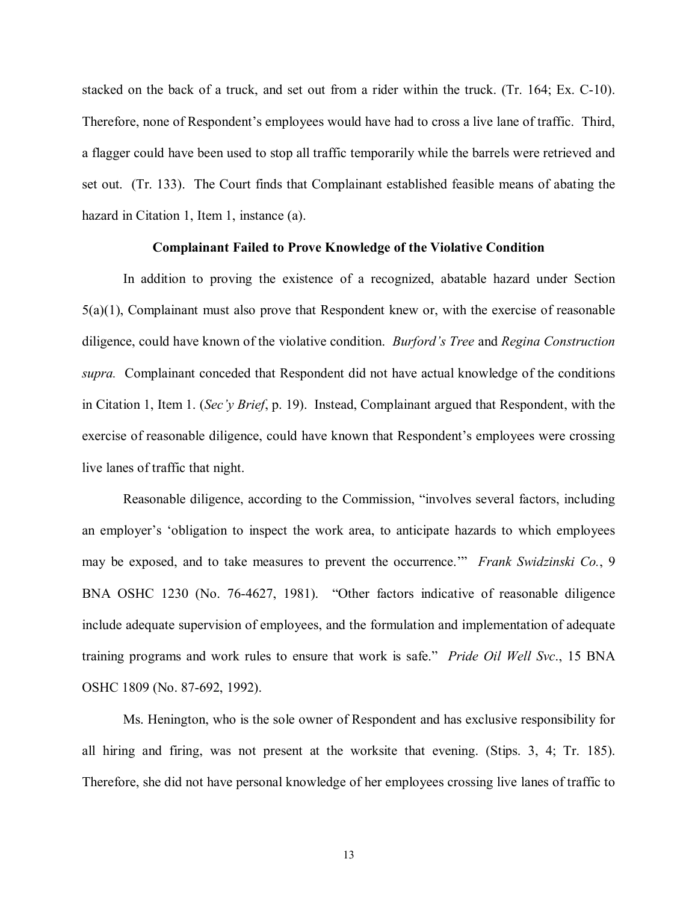stacked on the back of a truck, and set out from a rider within the truck. (Tr. 164; Ex. C-10). Therefore, none of Respondent's employees would have had to cross a live lane of traffic. Third, a flagger could have been used to stop all traffic temporarily while the barrels were retrieved and set out. (Tr. 133). The Court finds that Complainant established feasible means of abating the hazard in Citation 1, Item 1, instance (a).

**Complainant Failed to Prove Knowledge of the Violative Condition**

In addition to proving the existence of a recognized, abatable hazard under Section 5(a)(1), Complainant must also prove that Respondent knew or, with the exercise of reasonable diligence, could have known of the violative condition. *Burford's Tree* and *Regina Construction supra.* Complainant conceded that Respondent did not have actual knowledge of the conditions in Citation 1, Item 1. (*Sec'y Brief*, p. 19). Instead, Complainant argued that Respondent, with the exercise of reasonable diligence, could have known that Respondent's employees were crossing live lanes of traffic that night.

Reasonable diligence, according to the Commission, "involves several factors, including an employer's 'obligation to inspect the work area, to anticipate hazards to which employees may be exposed, and to take measures to prevent the occurrence.'" *Frank Swidzinski Co.*, 9 BNA OSHC 1230 (No. 76-4627, 1981). "Other factors indicative of reasonable diligence include adequate supervision of employees, and the formulation and implementation of adequate training programs and work rules to ensure that work is safe." *Pride Oil Well Svc*., 15 BNA OSHC 1809 (No. 87-692, 1992).

Ms. Henington, who is the sole owner of Respondent and has exclusive responsibility for all hiring and firing, was not present at the worksite that evening. (Stips. 3, 4; Tr. 185). Therefore, she did not have personal knowledge of her employees crossing live lanes of traffic to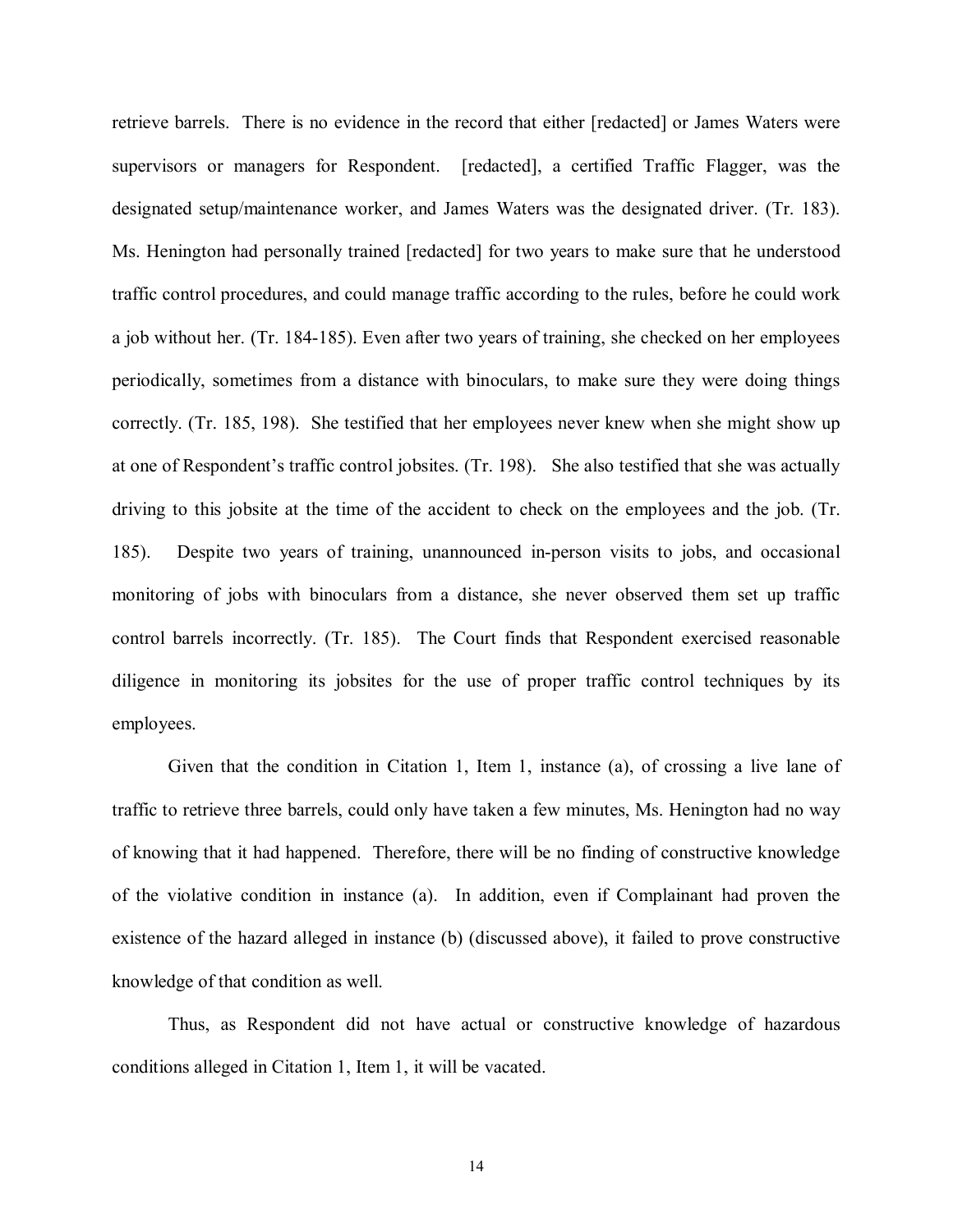retrieve barrels. There is no evidence in the record that either [redacted] or James Waters were supervisors or managers for Respondent. [redacted], a certified Traffic Flagger, was the designated setup/maintenance worker, and James Waters was the designated driver. (Tr. 183). Ms. Henington had personally trained [redacted] for two years to make sure that he understood traffic control procedures, and could manage traffic according to the rules, before he could work a job without her. (Tr. 184-185). Even after two years of training, she checked on her employees periodically, sometimes from a distance with binoculars, to make sure they were doing things correctly. (Tr. 185, 198). She testified that her employees never knew when she might show up at one of Respondent's traffic control jobsites. (Tr. 198). She also testified that she was actually driving to this jobsite at the time of the accident to check on the employees and the job. (Tr. 185). Despite two years of training, unannounced in-person visits to jobs, and occasional monitoring of jobs with binoculars from a distance, she never observed them set up traffic control barrels incorrectly. (Tr. 185). The Court finds that Respondent exercised reasonable diligence in monitoring its jobsites for the use of proper traffic control techniques by its employees.

Given that the condition in Citation 1, Item 1, instance (a), of crossing a live lane of traffic to retrieve three barrels, could only have taken a few minutes, Ms. Henington had no way of knowing that it had happened. Therefore, there will be no finding of constructive knowledge of the violative condition in instance (a). In addition, even if Complainant had proven the existence of the hazard alleged in instance (b) (discussed above), it failed to prove constructive knowledge of that condition as well.

Thus, as Respondent did not have actual or constructive knowledge of hazardous conditions alleged in Citation 1, Item 1, it will be vacated.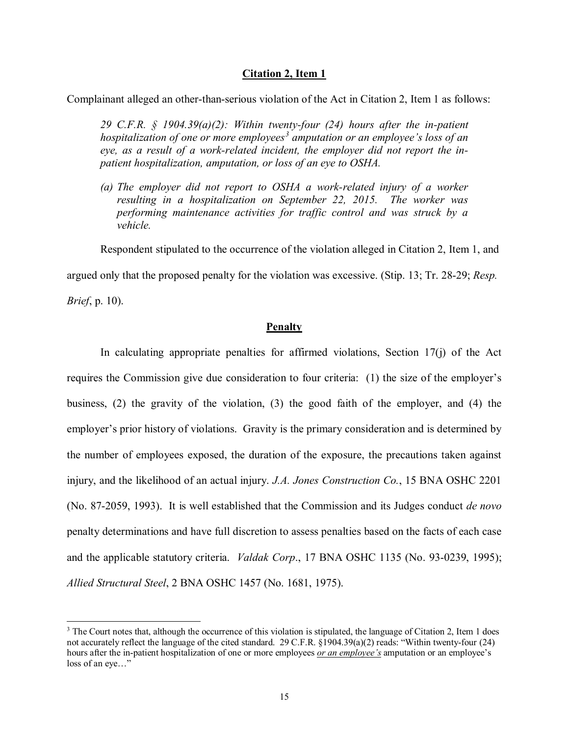## Citation 2, Item 1

Complainant alleged an other-than-serious violation of the Act in Citation 2, Item 1 as follows:

> *29 C.F.R. § 1904.39(a)(2): Within twenty-four (24) hours after the in-patient hospitalization of one or more employees*[3] *amputation or an employee's loss of an eye, as a result of a work-related incident, the employer did not report the in-patient hospitalization, amputation, or loss of an eye to OSHA.*
>
> *(a) The employer did not report to OSHA a work-related injury of a worker resulting in a hospitalization on September 22, 2015. The worker was performing maintenance activities for traffic control and was struck by a vehicle.*

Respondent stipulated to the occurrence of the violation alleged in Citation 2, Item 1, and argued only that the proposed penalty for the violation was excessive. (Stip. 13; Tr. 28-29; *Resp. Brief*, p. 10).

## Penalty

In calculating appropriate penalties for affirmed violations, Section 17(j) of the Act requires the Commission give due consideration to four criteria: (1) the size of the employer's business, (2) the gravity of the violation, (3) the good faith of the employer, and (4) the employer's prior history of violations. Gravity is the primary consideration and is determined by the number of employees exposed, the duration of the exposure, the precautions taken against injury, and the likelihood of an actual injury. *J.A. Jones Construction Co.*, 15 BNA OSHC 2201 (No. 87-2059, 1993). It is well established that the Commission and its Judges conduct *de novo* penalty determinations and have full discretion to assess penalties based on the facts of each case and the applicable statutory criteria. *Valdak Corp*., 17 BNA OSHC 1135 (No. 93-0239, 1995); *Allied Structural Steel*, 2 BNA OSHC 1457 (No. 1681, 1975).

---

[3] The Court notes that, although the occurrence of this violation is stipulated, the language of Citation 2, Item 1 does not accurately reflect the language of the cited standard. 29 C.F.R. §1904.39(a)(2) reads: "Within twenty-four (24) hours after the in-patient hospitalization of one or more employees ***or an employee's*** amputation or an employee's loss of an eye…"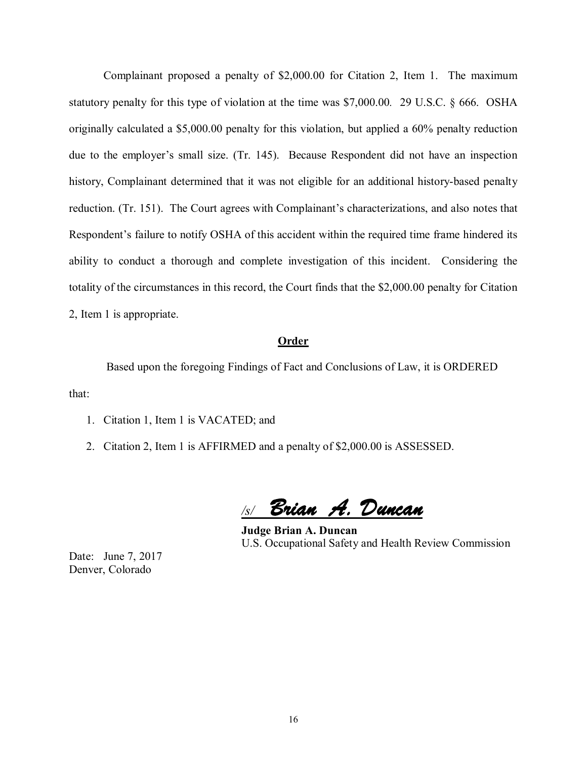Complainant proposed a penalty of $2,000.00 for Citation 2, Item 1. The maximum statutory penalty for this type of violation at the time was $7,000.00. 29 U.S.C. § 666. OSHA originally calculated a $5,000.00 penalty for this violation, but applied a 60% penalty reduction due to the employer's small size. (Tr. 145). Because Respondent did not have an inspection history, Complainant determined that it was not eligible for an additional history-based penalty reduction. (Tr. 151). The Court agrees with Complainant's characterizations, and also notes that Respondent's failure to notify OSHA of this accident within the required time frame hindered its ability to conduct a thorough and complete investigation of this incident. Considering the totality of the circumstances in this record, the Court finds that the $2,000.00 penalty for Citation 2, Item 1 is appropriate.

## Order

Based upon the foregoing Findings of Fact and Conclusions of Law, it is ORDERED that:

1. Citation 1, Item 1 is VACATED; and
2. Citation 2, Item 1 is AFFIRMED and a penalty of $2,000.00 is ASSESSED.

/s/ *Brian A. Duncan*

**Judge Brian A. Duncan**
U.S. Occupational Safety and Health Review Commission

Date: June 7, 2017
Denver, Colorado